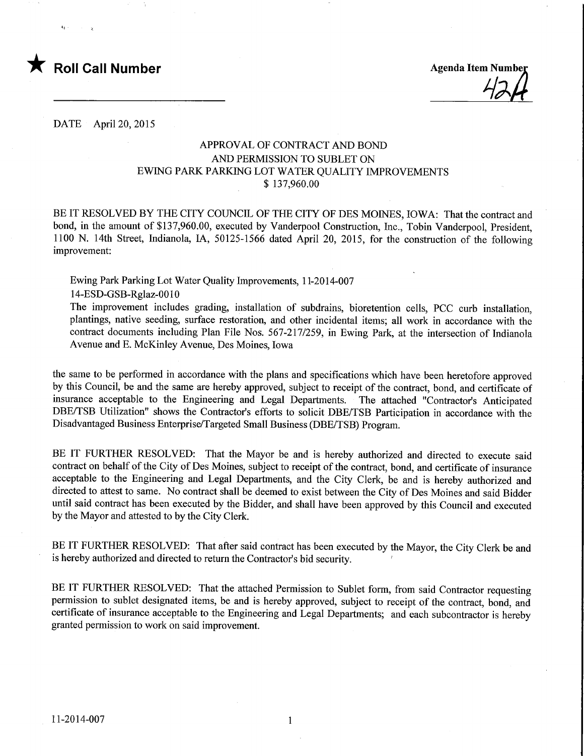★ **Roll Call Number**

**Agenda Item Number**
42A

DATE April 20, 2015

### APPROVAL OF CONTRACT AND BOND AND PERMISSION TO SUBLET ON EWING PARK PARKING LOT WATER QUALITY IMPROVEMENTS $ 137,960.00

BE IT RESOLVED BY THE CITY COUNCIL OF THE CITY OF DES MOINES, IOWA: That the contract and bond, in the amount of $137,960.00, executed by Vanderpool Construction, Inc., Tobin Vanderpool, President, 1100 N. 14th Street, Indianola, IA, 50125-1566 dated April 20, 2015, for the construction of the following improvement:

> Ewing Park Parking Lot Water Quality Improvements, 11-2014-007
> 14-ESD-GSB-Rglaz-0010
> The improvement includes grading, installation of subdrains, bioretention cells, PCC curb installation, plantings, native seeding, surface restoration, and other incidental items; all work in accordance with the contract documents including Plan File Nos. 567-217/259, in Ewing Park, at the intersection of Indianola Avenue and E. McKinley Avenue, Des Moines, Iowa

the same to be performed in accordance with the plans and specifications which have been heretofore approved by this Council, be and the same are hereby approved, subject to receipt of the contract, bond, and certificate of insurance acceptable to the Engineering and Legal Departments. The attached "Contractor's Anticipated DBE/TSB Utilization" shows the Contractor's efforts to solicit DBE/TSB Participation in accordance with the Disadvantaged Business Enterprise/Targeted Small Business (DBE/TSB) Program.

BE IT FURTHER RESOLVED: That the Mayor be and is hereby authorized and directed to execute said contract on behalf of the City of Des Moines, subject to receipt of the contract, bond, and certificate of insurance acceptable to the Engineering and Legal Departments, and the City Clerk, be and is hereby authorized and directed to attest to same. No contract shall be deemed to exist between the City of Des Moines and said Bidder until said contract has been executed by the Bidder, and shall have been approved by this Council and executed by the Mayor and attested to by the City Clerk.

BE IT FURTHER RESOLVED: That after said contract has been executed by the Mayor, the City Clerk be and is hereby authorized and directed to return the Contractor's bid security.

BE IT FURTHER RESOLVED: That the attached Permission to Sublet form, from said Contractor requesting permission to sublet designated items, be and is hereby approved, subject to receipt of the contract, bond, and certificate of insurance acceptable to the Engineering and Legal Departments; and each subcontractor is hereby granted permission to work on said improvement.

11-2014-007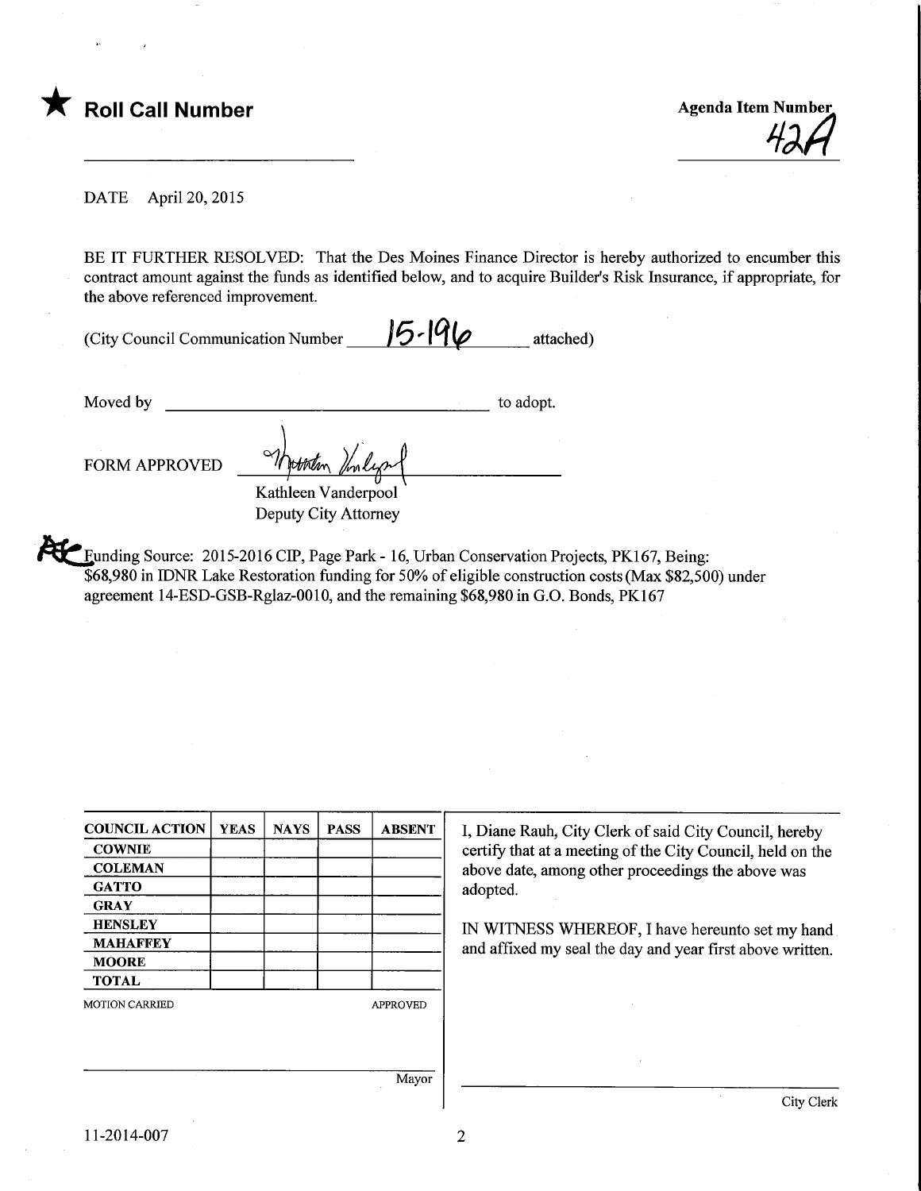★ **Roll Call Number**

**Agenda Item Number**
42A

DATE April 20, 2015

BE IT FURTHER RESOLVED: That the Des Moines Finance Director is hereby authorized to encumber this contract amount against the funds as identified below, and to acquire Builder's Risk Insurance, if appropriate, for the above referenced improvement.

(City Council Communication Number 15-196 attached)

Moved by ______________________________ to adopt.

FORM APPROVED

Kathleen Vanderpool
Deputy City Attorney

Funding Source: 2015-2016 CIP, Page Park - 16, Urban Conservation Projects, PK167, Being: $68,980 in IDNR Lake Restoration funding for 50% of eligible construction costs (Max $82,500) under agreement 14-ESD-GSB-Rglaz-0010, and the remaining $68,980 in G.O. Bonds, PK167

| COUNCIL ACTION | YEAS | NAYS | PASS | ABSENT |
|---|---|---|---|---|
| COWNIE | | | | |
| COLEMAN | | | | |
| GATTO | | | | |
| GRAY | | | | |
| HENSLEY | | | | |
| MAHAFFEY | | | | |
| MOORE | | | | |
| TOTAL | | | | |

MOTION CARRIED APPROVED

Mayor

I, Diane Rauh, City Clerk of said City Council, hereby certify that at a meeting of the City Council, held on the above date, among other proceedings the above was adopted.

IN WITNESS WHEREOF, I have hereunto set my hand and affixed my seal the day and year first above written.

City Clerk

11-2014-007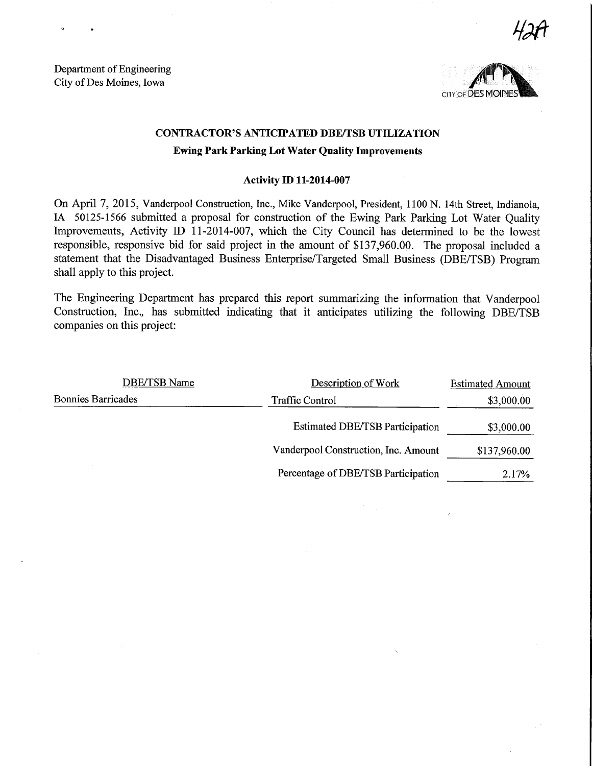42A

Department of Engineering
City of Des Moines, Iowa

## CONTRACTOR'S ANTICIPATED DBE/TSB UTILIZATION

### Ewing Park Parking Lot Water Quality Improvements

### Activity ID 11-2014-007

On April 7, 2015, Vanderpool Construction, Inc., Mike Vanderpool, President, 1100 N. 14th Street, Indianola, IA 50125-1566 submitted a proposal for construction of the Ewing Park Parking Lot Water Quality Improvements, Activity ID 11-2014-007, which the City Council has determined to be the lowest responsible, responsive bid for said project in the amount of $137,960.00. The proposal included a statement that the Disadvantaged Business Enterprise/Targeted Small Business (DBE/TSB) Program shall apply to this project.

The Engineering Department has prepared this report summarizing the information that Vanderpool Construction, Inc., has submitted indicating that it anticipates utilizing the following DBE/TSB companies on this project:

| DBE/TSB Name | Description of Work | Estimated Amount |
|---|---|---|
| Bonnies Barricades | Traffic Control | $3,000.00 |
| | Estimated DBE/TSB Participation | $3,000.00 |
| | Vanderpool Construction, Inc. Amount | $137,960.00 |
| | Percentage of DBE/TSB Participation | 2.17% |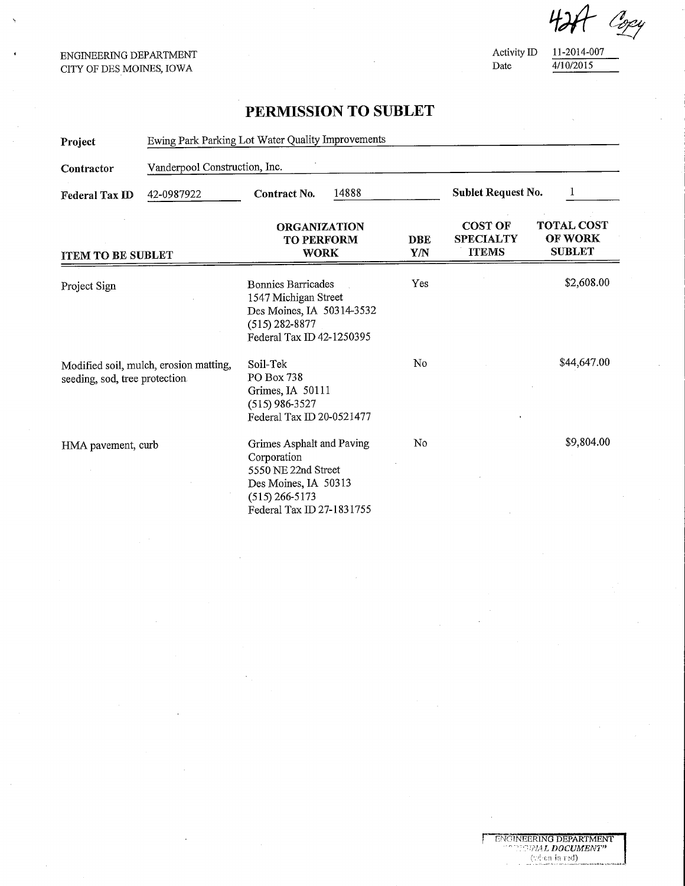42A Copy

ENGINEERING DEPARTMENT
CITY OF DES MOINES, IOWA

Activity ID 11-2014-007
Date 4/10/2015

# PERMISSION TO SUBLET

**Project** Ewing Park Parking Lot Water Quality Improvements

**Contractor** Vanderpool Construction, Inc.

**Federal Tax ID** 42-0987922 **Contract No.** 14888 **Sublet Request No.** 1

| ITEM TO BE SUBLET | ORGANIZATION TO PERFORM WORK | DBE Y/N | COST OF SPECIALTY ITEMS | TOTAL COST OF WORK SUBLET |
|---|---|---|---|---|
| Project Sign | Bonnies Barricades<br>1547 Michigan Street<br>Des Moines, IA 50314-3532<br>(515) 282-8877<br>Federal Tax ID 42-1250395 | Yes | | $2,608.00 |
| Modified soil, mulch, erosion matting, seeding, sod, tree protection | Soil-Tek<br>PO Box 738<br>Grimes, IA 50111<br>(515) 986-3527<br>Federal Tax ID 20-0521477 | No | | $44,647.00 |
| HMA pavement, curb | Grimes Asphalt and Paving Corporation<br>5550 NE 22nd Street<br>Des Moines, IA 50313<br>(515) 266-5173<br>Federal Tax ID 27-1831755 | No | | $9,804.00 |

ENGINEERING DEPARTMENT
"ORIGINAL DOCUMENT"
(when in red)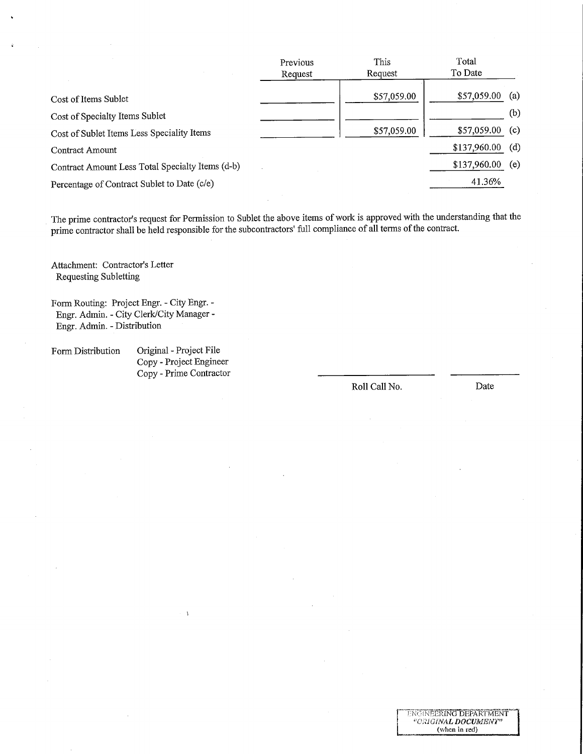| | Previous Request | This Request | Total To Date | |
|---|---|---|---|---|
| Cost of Items Sublet | | $57,059.00 | $57,059.00 | (a) |
| Cost of Specialty Items Sublet | | | | (b) |
| Cost of Sublet Items Less Speciality Items | | $57,059.00 | $57,059.00 | (c) |
| Contract Amount | | | $137,960.00 | (d) |
| Contract Amount Less Total Specialty Items (d-b) | | | $137,960.00 | (e) |
| Percentage of Contract Sublet to Date (c/e) | | | 41.36% | |

The prime contractor's request for Permission to Sublet the above items of work is approved with the understanding that the prime contractor shall be held responsible for the subcontractors' full compliance of all terms of the contract.

Attachment: Contractor's Letter
Requesting Subletting

Form Routing: Project Engr. - City Engr. -
Engr. Admin. - City Clerk/City Manager -
Engr. Admin. - Distribution

Form Distribution
- Original - Project File
- Copy - Project Engineer
- Copy - Prime Contractor

Roll Call No. ______________ Date ______________

ENGINEERING DEPARTMENT
*"ORIGINAL DOCUMENT"*
(when in red)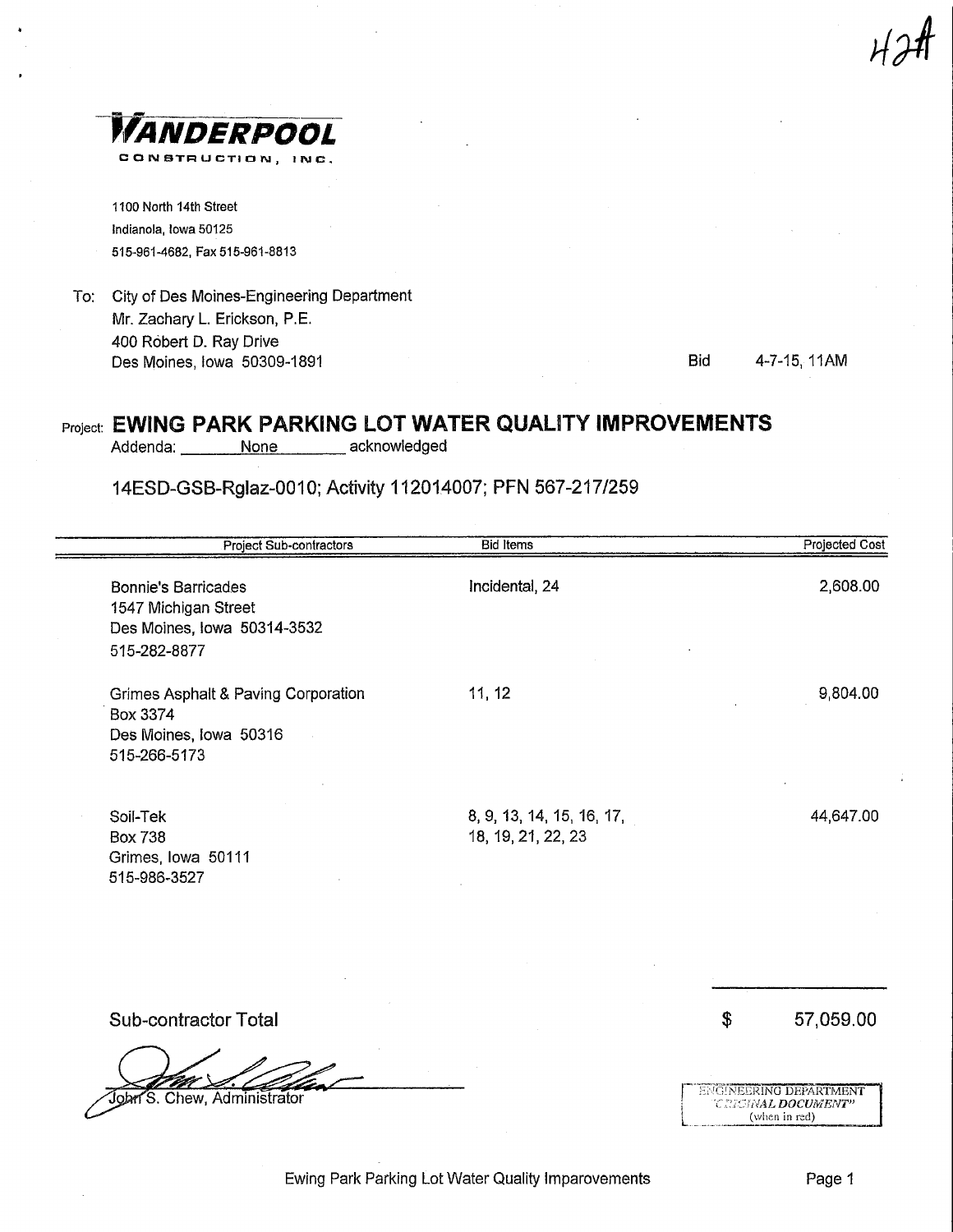H2A

**VANDERPOOL**
CONSTRUCTION, INC.

1100 North 14th Street
Indianola, Iowa 50125
515-961-4682, Fax 515-961-8813

To: City of Des Moines-Engineering Department
Mr. Zachary L. Erickson, P.E.
400 Robert D. Ray Drive
Des Moines, Iowa 50309-1891

Bid 4-7-15, 11AM

## Project: EWING PARK PARKING LOT WATER QUALITY IMPROVEMENTS

Addenda: None acknowledged

14ESD-GSB-Rglaz-0010; Activity 112014007; PFN 567-217/259

| Project Sub-contractors | Bid Items | Projected Cost |
|---|---|---|
| Bonnie's Barricades<br>1547 Michigan Street<br>Des Moines, Iowa 50314-3532<br>515-282-8877 | Incidental, 24 | 2,608.00 |
| Grimes Asphalt & Paving Corporation<br>Box 3374<br>Des Moines, Iowa 50316<br>515-266-5173 | 11, 12 | 9,804.00 |
| Soil-Tek<br>Box 738<br>Grimes, Iowa 50111<br>515-986-3527 | 8, 9, 13, 14, 15, 16, 17, 18, 19, 21, 22, 23 | 44,647.00 |

Sub-contractor Total $ 57,059.00

John S. Chew, Administrator

ENGINEERING DEPARTMENT
"ORIGINAL DOCUMENT"
(when in red)

Ewing Park Parking Lot Water Quality Imparovements